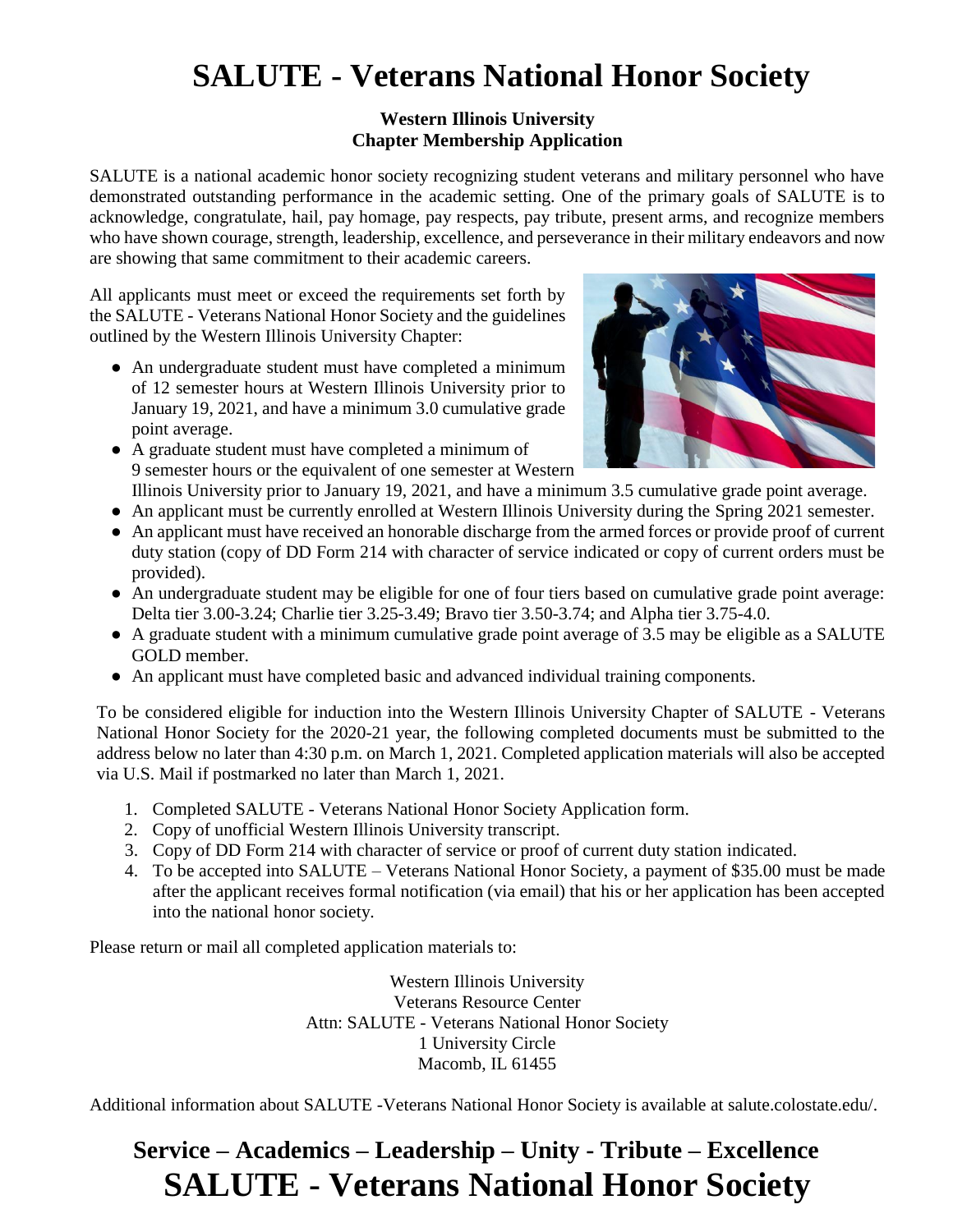# SALUTE - Veterans National Honor Society

**Western Illinois University**
**Chapter Membership Application**

SALUTE is a national academic honor society recognizing student veterans and military personnel who have demonstrated outstanding performance in the academic setting. One of the primary goals of SALUTE is to acknowledge, congratulate, hail, pay homage, pay respects, pay tribute, present arms, and recognize members who have shown courage, strength, leadership, excellence, and perseverance in their military endeavors and now are showing that same commitment to their academic careers.

All applicants must meet or exceed the requirements set forth by the SALUTE - Veterans National Honor Society and the guidelines outlined by the Western Illinois University Chapter:

- An undergraduate student must have completed a minimum of 12 semester hours at Western Illinois University prior to January 19, 2021, and have a minimum 3.0 cumulative grade point average.
- A graduate student must have completed a minimum of 9 semester hours or the equivalent of one semester at Western Illinois University prior to January 19, 2021, and have a minimum 3.5 cumulative grade point average.
- An applicant must be currently enrolled at Western Illinois University during the Spring 2021 semester.
- An applicant must have received an honorable discharge from the armed forces or provide proof of current duty station (copy of DD Form 214 with character of service indicated or copy of current orders must be provided).
- An undergraduate student may be eligible for one of four tiers based on cumulative grade point average: Delta tier 3.00-3.24; Charlie tier 3.25-3.49; Bravo tier 3.50-3.74; and Alpha tier 3.75-4.0.
- A graduate student with a minimum cumulative grade point average of 3.5 may be eligible as a SALUTE GOLD member.
- An applicant must have completed basic and advanced individual training components.

To be considered eligible for induction into the Western Illinois University Chapter of SALUTE - Veterans National Honor Society for the 2020-21 year, the following completed documents must be submitted to the address below no later than 4:30 p.m. on March 1, 2021. Completed application materials will also be accepted via U.S. Mail if postmarked no later than March 1, 2021.

1. Completed SALUTE - Veterans National Honor Society Application form.
2. Copy of unofficial Western Illinois University transcript.
3. Copy of DD Form 214 with character of service or proof of current duty station indicated.
4. To be accepted into SALUTE – Veterans National Honor Society, a payment of $35.00 must be made after the applicant receives formal notification (via email) that his or her application has been accepted into the national honor society.

Please return or mail all completed application materials to:

Western Illinois University
Veterans Resource Center
Attn: SALUTE - Veterans National Honor Society
1 University Circle
Macomb, IL 61455

Additional information about SALUTE -Veterans National Honor Society is available at salute.colostate.edu/.

## Service – Academics – Leadership – Unity - Tribute – Excellence

# SALUTE - Veterans National Honor Society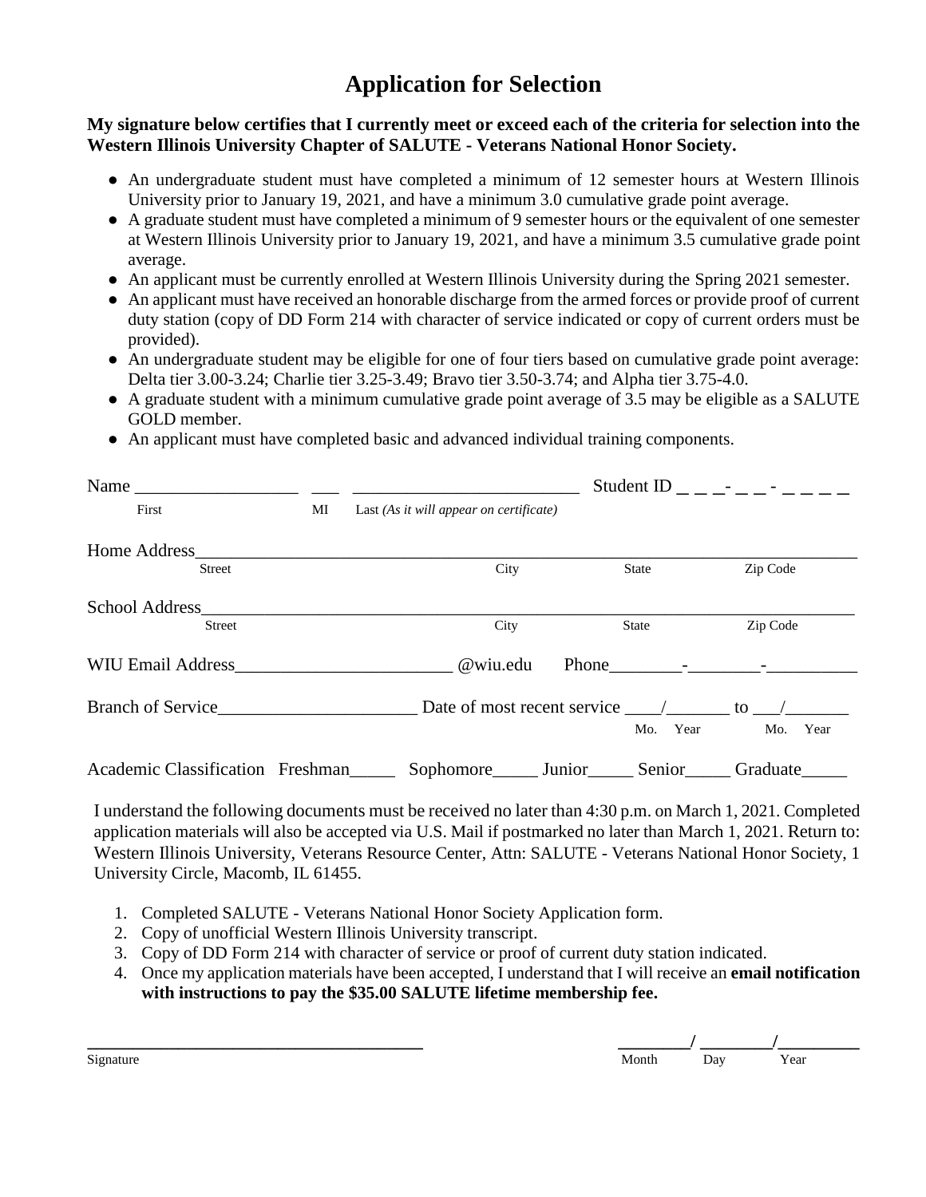# Application for Selection

**My signature below certifies that I currently meet or exceed each of the criteria for selection into the Western Illinois University Chapter of SALUTE - Veterans National Honor Society.**

- An undergraduate student must have completed a minimum of 12 semester hours at Western Illinois University prior to January 19, 2021, and have a minimum 3.0 cumulative grade point average.
- A graduate student must have completed a minimum of 9 semester hours or the equivalent of one semester at Western Illinois University prior to January 19, 2021, and have a minimum 3.5 cumulative grade point average.
- An applicant must be currently enrolled at Western Illinois University during the Spring 2021 semester.
- An applicant must have received an honorable discharge from the armed forces or provide proof of current duty station (copy of DD Form 214 with character of service indicated or copy of current orders must be provided).
- An undergraduate student may be eligible for one of four tiers based on cumulative grade point average: Delta tier 3.00-3.24; Charlie tier 3.25-3.49; Bravo tier 3.50-3.74; and Alpha tier 3.75-4.0.
- A graduate student with a minimum cumulative grade point average of 3.5 may be eligible as a SALUTE GOLD member.
- An applicant must have completed basic and advanced individual training components.

Name __________________ ___ _________________________ Student ID _ _ _- _ _ - _ _ _ _
First MI Last *(As it will appear on certificate)*

Home Address______________________________________________________________________
Street City State Zip Code

School Address_____________________________________________________________________
Street City State Zip Code

WIU Email Address________________________ @wiu.edu Phone________-________-__________

Branch of Service______________________ Date of most recent service ____/_______ to ___/_______
Mo. Year Mo. Year

Academic Classification Freshman_____ Sophomore_____ Junior_____ Senior_____ Graduate_____

I understand the following documents must be received no later than 4:30 p.m. on March 1, 2021. Completed application materials will also be accepted via U.S. Mail if postmarked no later than March 1, 2021. Return to: Western Illinois University, Veterans Resource Center, Attn: SALUTE - Veterans National Honor Society, 1 University Circle, Macomb, IL 61455.

1. Completed SALUTE - Veterans National Honor Society Application form.
2. Copy of unofficial Western Illinois University transcript.
3. Copy of DD Form 214 with character of service or proof of current duty station indicated.
4. Once my application materials have been accepted, I understand that I will receive an **email notification with instructions to pay the $35.00 SALUTE lifetime membership fee.**

_____________________________________ ________/ ________/_________
Signature Month Day Year